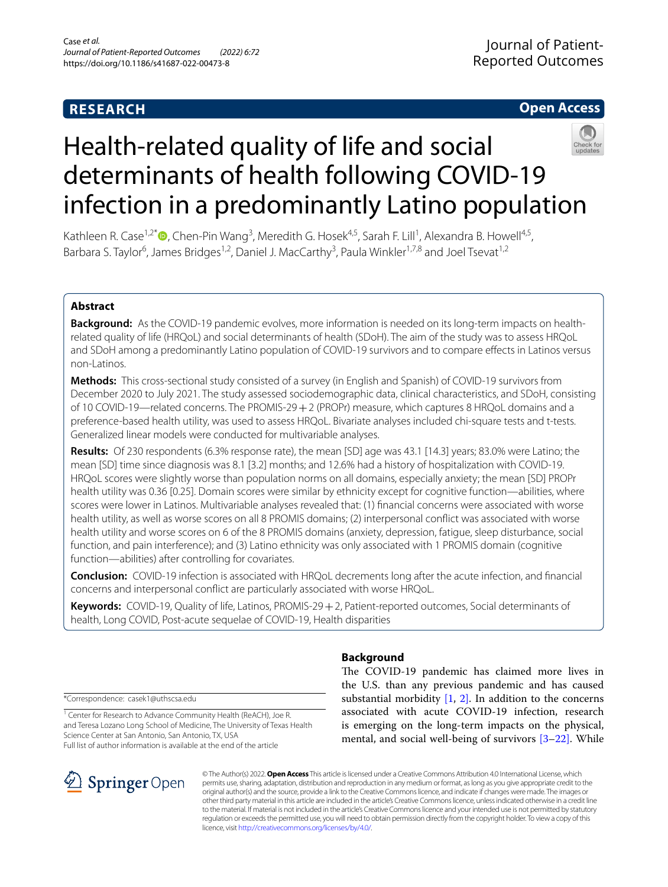RESEARCH

Open Access

# Health-related quality of life and social determinants of health following COVID-19 infection in a predominantly Latino population

Kathleen R. Case[1,2*], Chen-Pin Wang[3], Meredith G. Hosek[4,5], Sarah F. Lill[1], Alexandra B. Howell[4,5], Barbara S. Taylor[6], James Bridges[1,2], Daniel J. MacCarthy[3], Paula Winkler[1,7,8] and Joel Tsevat[1,2]

## Abstract

**Background:** As the COVID-19 pandemic evolves, more information is needed on its long-term impacts on health-related quality of life (HRQoL) and social determinants of health (SDoH). The aim of the study was to assess HRQoL and SDoH among a predominantly Latino population of COVID-19 survivors and to compare effects in Latinos versus non-Latinos.

**Methods:** This cross-sectional study consisted of a survey (in English and Spanish) of COVID-19 survivors from December 2020 to July 2021. The study assessed sociodemographic data, clinical characteristics, and SDoH, consisting of 10 COVID-19—related concerns. The PROMIS-29 + 2 (PROPr) measure, which captures 8 HRQoL domains and a preference-based health utility, was used to assess HRQoL. Bivariate analyses included chi-square tests and t-tests. Generalized linear models were conducted for multivariable analyses.

**Results:** Of 230 respondents (6.3% response rate), the mean [SD] age was 43.1 [14.3] years; 83.0% were Latino; the mean [SD] time since diagnosis was 8.1 [3.2] months; and 12.6% had a history of hospitalization with COVID-19. HRQoL scores were slightly worse than population norms on all domains, especially anxiety; the mean [SD] PROPr health utility was 0.36 [0.25]. Domain scores were similar by ethnicity except for cognitive function—abilities, where scores were lower in Latinos. Multivariable analyses revealed that: (1) financial concerns were associated with worse health utility, as well as worse scores on all 8 PROMIS domains; (2) interpersonal conflict was associated with worse health utility and worse scores on 6 of the 8 PROMIS domains (anxiety, depression, fatigue, sleep disturbance, social function, and pain interference); and (3) Latino ethnicity was only associated with 1 PROMIS domain (cognitive function—abilities) after controlling for covariates.

**Conclusion:** COVID-19 infection is associated with HRQoL decrements long after the acute infection, and financial concerns and interpersonal conflict are particularly associated with worse HRQoL.

**Keywords:** COVID-19, Quality of life, Latinos, PROMIS-29 + 2, Patient-reported outcomes, Social determinants of health, Long COVID, Post-acute sequelae of COVID-19, Health disparities

## Background

The COVID-19 pandemic has claimed more lives in the U.S. than any previous pandemic and has caused substantial morbidity [1, 2]. In addition to the concerns associated with acute COVID-19 infection, research is emerging on the long-term impacts on the physical, mental, and social well-being of survivors [3–22]. While

*Correspondence: casek1@uthscsa.edu

[1] Center for Research to Advance Community Health (ReACH), Joe R. and Teresa Lozano Long School of Medicine, The University of Texas Health Science Center at San Antonio, San Antonio, TX, USA

Full list of author information is available at the end of the article

© The Author(s) 2022. **Open Access** This article is licensed under a Creative Commons Attribution 4.0 International License, which permits use, sharing, adaptation, distribution and reproduction in any medium or format, as long as you give appropriate credit to the original author(s) and the source, provide a link to the Creative Commons licence, and indicate if changes were made. The images or other third party material in this article are included in the article's Creative Commons licence, unless indicated otherwise in a credit line to the material. If material is not included in the article's Creative Commons licence and your intended use is not permitted by statutory regulation or exceeds the permitted use, you will need to obtain permission directly from the copyright holder. To view a copy of this licence, visit http://creativecommons.org/licenses/by/4.0/.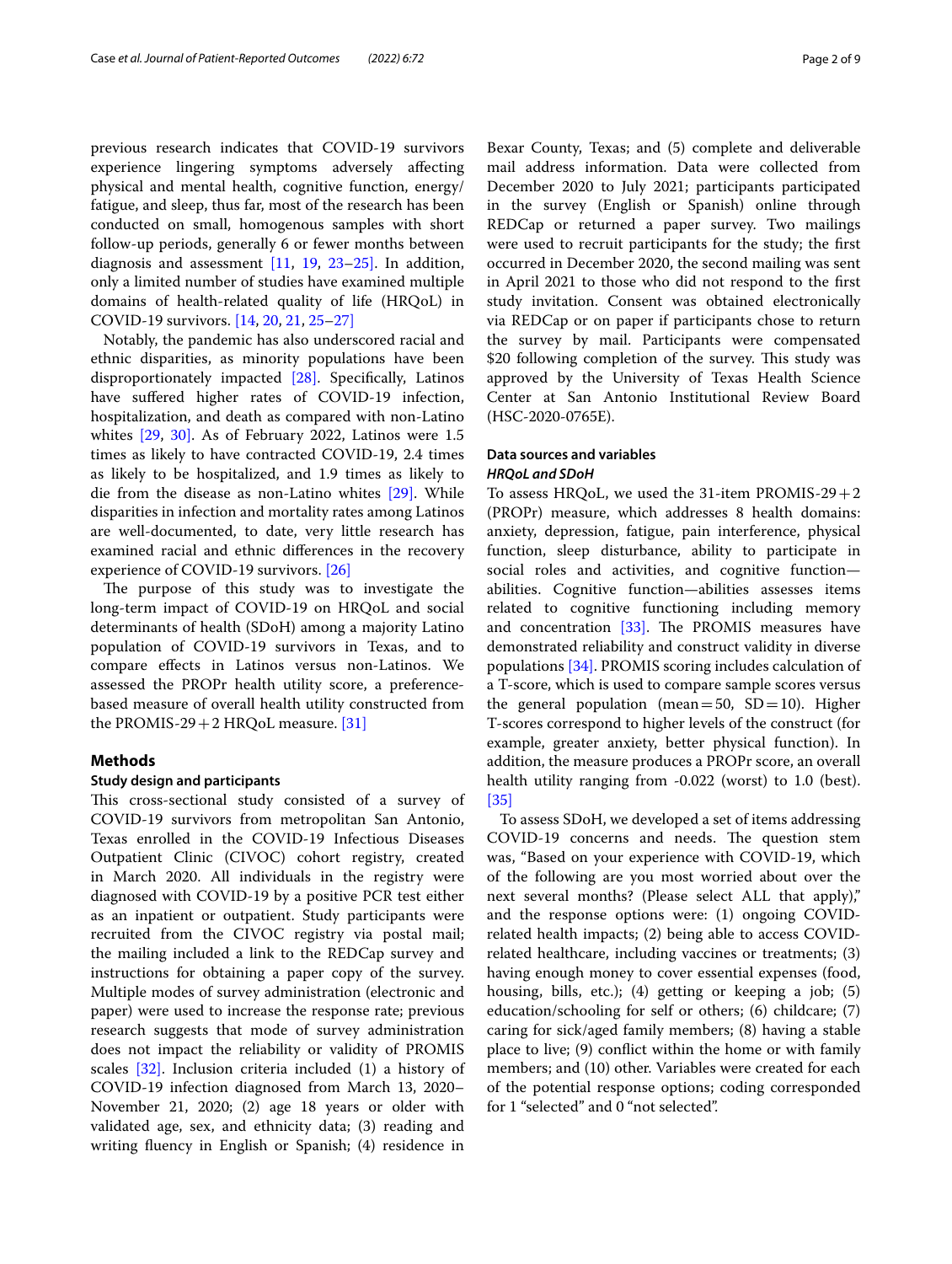previous research indicates that COVID-19 survivors experience lingering symptoms adversely affecting physical and mental health, cognitive function, energy/fatigue, and sleep, thus far, most of the research has been conducted on small, homogenous samples with short follow-up periods, generally 6 or fewer months between diagnosis and assessment [11, 19, 23–25]. In addition, only a limited number of studies have examined multiple domains of health-related quality of life (HRQoL) in COVID-19 survivors. [14, 20, 21, 25–27]

Notably, the pandemic has also underscored racial and ethnic disparities, as minority populations have been disproportionately impacted [28]. Specifically, Latinos have suffered higher rates of COVID-19 infection, hospitalization, and death as compared with non-Latino whites [29, 30]. As of February 2022, Latinos were 1.5 times as likely to have contracted COVID-19, 2.4 times as likely to be hospitalized, and 1.9 times as likely to die from the disease as non-Latino whites [29]. While disparities in infection and mortality rates among Latinos are well-documented, to date, very little research has examined racial and ethnic differences in the recovery experience of COVID-19 survivors. [26]

The purpose of this study was to investigate the long-term impact of COVID-19 on HRQoL and social determinants of health (SDoH) among a majority Latino population of COVID-19 survivors in Texas, and to compare effects in Latinos versus non-Latinos. We assessed the PROPr health utility score, a preference-based measure of overall health utility constructed from the PROMIS-29 + 2 HRQoL measure. [31]

## Methods

### Study design and participants

This cross-sectional study consisted of a survey of COVID-19 survivors from metropolitan San Antonio, Texas enrolled in the COVID-19 Infectious Diseases Outpatient Clinic (CIVOC) cohort registry, created in March 2020. All individuals in the registry were diagnosed with COVID-19 by a positive PCR test either as an inpatient or outpatient. Study participants were recruited from the CIVOC registry via postal mail; the mailing included a link to the REDCap survey and instructions for obtaining a paper copy of the survey. Multiple modes of survey administration (electronic and paper) were used to increase the response rate; previous research suggests that mode of survey administration does not impact the reliability or validity of PROMIS scales [32]. Inclusion criteria included (1) a history of COVID-19 infection diagnosed from March 13, 2020–November 21, 2020; (2) age 18 years or older with validated age, sex, and ethnicity data; (3) reading and writing fluency in English or Spanish; (4) residence in Bexar County, Texas; and (5) complete and deliverable mail address information. Data were collected from December 2020 to July 2021; participants participated in the survey (English or Spanish) online through REDCap or returned a paper survey. Two mailings were used to recruit participants for the study; the first occurred in December 2020, the second mailing was sent in April 2021 to those who did not respond to the first study invitation. Consent was obtained electronically via REDCap or on paper if participants chose to return the survey by mail. Participants were compensated $20 following completion of the survey. This study was approved by the University of Texas Health Science Center at San Antonio Institutional Review Board (HSC-2020-0765E).

### Data sources and variables

#### *HRQoL and SDoH*

To assess HRQoL, we used the 31-item PROMIS-29 + 2 (PROPr) measure, which addresses 8 health domains: anxiety, depression, fatigue, pain interference, physical function, sleep disturbance, ability to participate in social roles and activities, and cognitive function—abilities. Cognitive function—abilities assesses items related to cognitive functioning including memory and concentration [33]. The PROMIS measures have demonstrated reliability and construct validity in diverse populations [34]. PROMIS scoring includes calculation of a T-score, which is used to compare sample scores versus the general population (mean = 50, SD = 10). Higher T-scores correspond to higher levels of the construct (for example, greater anxiety, better physical function). In addition, the measure produces a PROPr score, an overall health utility ranging from -0.022 (worst) to 1.0 (best). [35]

To assess SDoH, we developed a set of items addressing COVID-19 concerns and needs. The question stem was, "Based on your experience with COVID-19, which of the following are you most worried about over the next several months? (Please select ALL that apply)," and the response options were: (1) ongoing COVID-related health impacts; (2) being able to access COVID-related healthcare, including vaccines or treatments; (3) having enough money to cover essential expenses (food, housing, bills, etc.); (4) getting or keeping a job; (5) education/schooling for self or others; (6) childcare; (7) caring for sick/aged family members; (8) having a stable place to live; (9) conflict within the home or with family members; and (10) other. Variables were created for each of the potential response options; coding corresponded for 1 "selected" and 0 "not selected".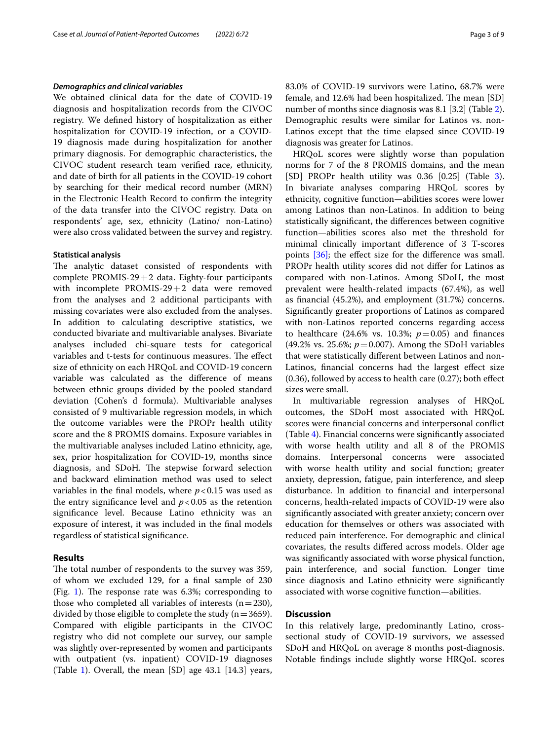#### *Demographics and clinical variables*

We obtained clinical data for the date of COVID-19 diagnosis and hospitalization records from the CIVOC registry. We defined history of hospitalization as either hospitalization for COVID-19 infection, or a COVID-19 diagnosis made during hospitalization for another primary diagnosis. For demographic characteristics, the CIVOC student research team verified race, ethnicity, and date of birth for all patients in the COVID-19 cohort by searching for their medical record number (MRN) in the Electronic Health Record to confirm the integrity of the data transfer into the CIVOC registry. Data on respondents' age, sex, ethnicity (Latino/ non-Latino) were also cross validated between the survey and registry.

#### **Statistical analysis**

The analytic dataset consisted of respondents with complete PROMIS-29+2 data. Eighty-four participants with incomplete PROMIS-29+2 data were removed from the analyses and 2 additional participants with missing covariates were also excluded from the analyses. In addition to calculating descriptive statistics, we conducted bivariate and multivariable analyses. Bivariate analyses included chi-square tests for categorical variables and t-tests for continuous measures. The effect size of ethnicity on each HRQoL and COVID-19 concern variable was calculated as the difference of means between ethnic groups divided by the pooled standard deviation (Cohen's d formula). Multivariable analyses consisted of 9 multivariable regression models, in which the outcome variables were the PROPr health utility score and the 8 PROMIS domains. Exposure variables in the multivariable analyses included Latino ethnicity, age, sex, prior hospitalization for COVID-19, months since diagnosis, and SDoH. The stepwise forward selection and backward elimination method was used to select variables in the final models, where $p < 0.15$ was used as the entry significance level and $p < 0.05$ as the retention significance level. Because Latino ethnicity was an exposure of interest, it was included in the final models regardless of statistical significance.

## **Results**

The total number of respondents to the survey was 359, of whom we excluded 129, for a final sample of 230 (Fig. 1). The response rate was 6.3%; corresponding to those who completed all variables of interests (n = 230), divided by those eligible to complete the study (n = 3659). Compared with eligible participants in the CIVOC registry who did not complete our survey, our sample was slightly over-represented by women and participants with outpatient (vs. inpatient) COVID-19 diagnoses (Table 1). Overall, the mean [SD] age 43.1 [14.3] years, 83.0% of COVID-19 survivors were Latino, 68.7% were female, and 12.6% had been hospitalized. The mean [SD] number of months since diagnosis was 8.1 [3.2] (Table 2). Demographic results were similar for Latinos vs. non-Latinos except that the time elapsed since COVID-19 diagnosis was greater for Latinos.

HRQoL scores were slightly worse than population norms for 7 of the 8 PROMIS domains, and the mean [SD] PROPr health utility was 0.36 [0.25] (Table 3). In bivariate analyses comparing HRQoL scores by ethnicity, cognitive function—abilities scores were lower among Latinos than non-Latinos. In addition to being statistically significant, the differences between cognitive function—abilities scores also met the threshold for minimal clinically important difference of 3 T-scores points [36]; the effect size for the difference was small. PROPr health utility scores did not differ for Latinos as compared with non-Latinos. Among SDoH, the most prevalent were health-related impacts (67.4%), as well as financial (45.2%), and employment (31.7%) concerns. Significantly greater proportions of Latinos as compared with non-Latinos reported concerns regarding access to healthcare (24.6% vs. 10.3%; $p = 0.05$) and finances (49.2% vs. 25.6%; $p = 0.007$). Among the SDoH variables that were statistically different between Latinos and non-Latinos, financial concerns had the largest effect size (0.36), followed by access to health care (0.27); both effect sizes were small.

In multivariable regression analyses of HRQoL outcomes, the SDoH most associated with HRQoL scores were financial concerns and interpersonal conflict (Table 4). Financial concerns were significantly associated with worse health utility and all 8 of the PROMIS domains. Interpersonal concerns were associated with worse health utility and social function; greater anxiety, depression, fatigue, pain interference, and sleep disturbance. In addition to financial and interpersonal concerns, health-related impacts of COVID-19 were also significantly associated with greater anxiety; concern over education for themselves or others was associated with reduced pain interference. For demographic and clinical covariates, the results differed across models. Older age was significantly associated with worse physical function, pain interference, and social function. Longer time since diagnosis and Latino ethnicity were significantly associated with worse cognitive function—abilities.

## **Discussion**

In this relatively large, predominantly Latino, cross-sectional study of COVID-19 survivors, we assessed SDoH and HRQoL on average 8 months post-diagnosis. Notable findings include slightly worse HRQoL scores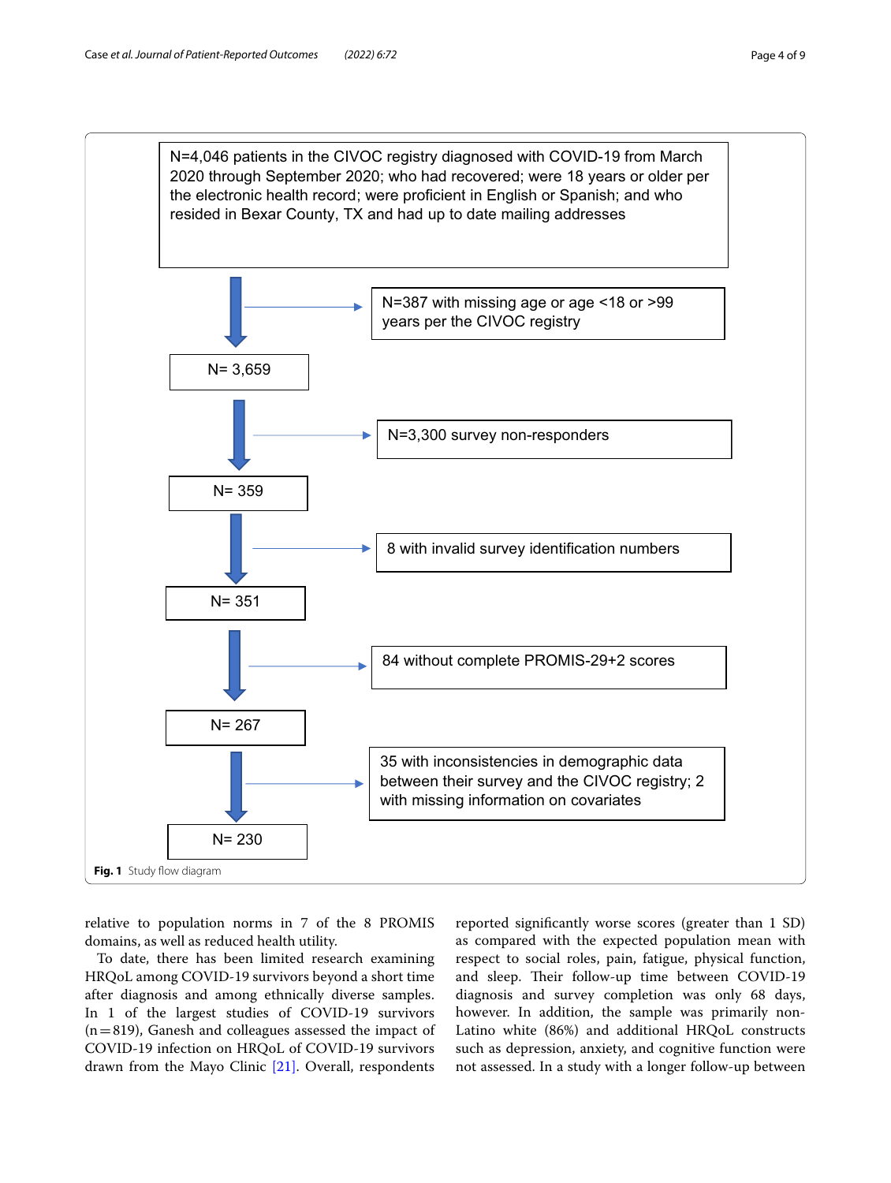N=4,046 patients in the CIVOC registry diagnosed with COVID-19 from March 2020 through September 2020; who had recovered; were 18 years or older per the electronic health record; were proficient in English or Spanish; and who resided in Bexar County, TX and had up to date mailing addresses

→ N=387 with missing age or age <18 or >99 years per the CIVOC registry

N= 3,659

→ N=3,300 survey non-responders

N= 359

→ 8 with invalid survey identification numbers

N= 351

→ 84 without complete PROMIS-29+2 scores

N= 267

→ 35 with inconsistencies in demographic data between their survey and the CIVOC registry; 2 with missing information on covariates

N= 230

**Fig. 1** Study flow diagram

relative to population norms in 7 of the 8 PROMIS domains, as well as reduced health utility.

To date, there has been limited research examining HRQoL among COVID-19 survivors beyond a short time after diagnosis and among ethnically diverse samples. In 1 of the largest studies of COVID-19 survivors (n = 819), Ganesh and colleagues assessed the impact of COVID-19 infection on HRQoL of COVID-19 survivors drawn from the Mayo Clinic [21]. Overall, respondents reported significantly worse scores (greater than 1 SD) as compared with the expected population mean with respect to social roles, pain, fatigue, physical function, and sleep. Their follow-up time between COVID-19 diagnosis and survey completion was only 68 days, however. In addition, the sample was primarily non-Latino white (86%) and additional HRQoL constructs such as depression, anxiety, and cognitive function were not assessed. In a study with a longer follow-up between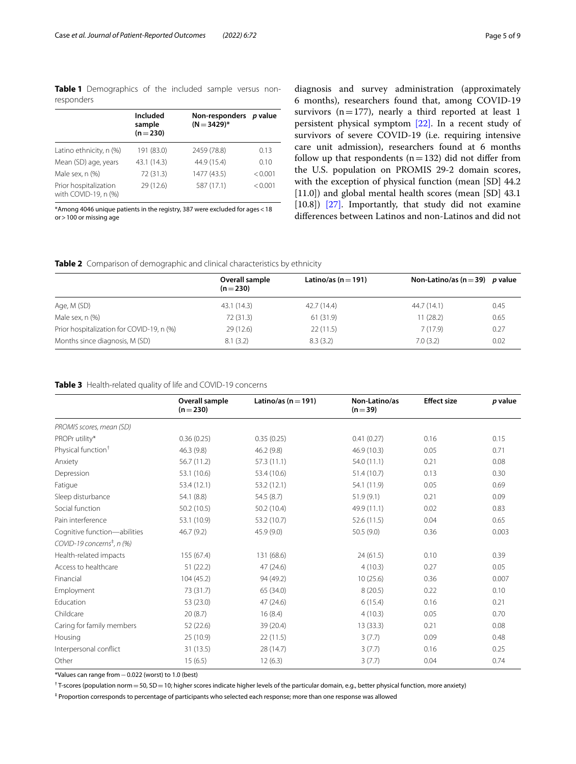**Table 1** Demographics of the included sample versus non-responders

| | Included sample (n = 230) | Non-responders (N = 3429)* | *p* value |
|---|---|---|---|
| Latino ethnicity, n (%) | 191 (83.0) | 2459 (78.8) | 0.13 |
| Mean (SD) age, years | 43.1 (14.3) | 44.9 (15.4) | 0.10 |
| Male sex, n (%) | 72 (31.3) | 1477 (43.5) | < 0.001 |
| Prior hospitalization with COVID-19, n (%) | 29 (12.6) | 587 (17.1) | < 0.001 |

*Among 4046 unique patients in the registry, 387 were excluded for ages < 18 or > 100 or missing age

diagnosis and survey administration (approximately 6 months), researchers found that, among COVID-19 survivors (n = 177), nearly a third reported at least 1 persistent physical symptom [22]. In a recent study of survivors of severe COVID-19 (i.e. requiring intensive care unit admission), researchers found at 6 months follow up that respondents (n = 132) did not differ from the U.S. population on PROMIS 29-2 domain scores, with the exception of physical function (mean [SD] 44.2 [11.0]) and global mental health scores (mean [SD] 43.1 [10.8]) [27]. Importantly, that study did not examine differences between Latinos and non-Latinos and did not

**Table 2** Comparison of demographic and clinical characteristics by ethnicity

| | Overall sample (n = 230) | Latino/as (n = 191) | Non-Latino/as (n = 39) | *p* value |
|---|---|---|---|---|
| Age, M (SD) | 43.1 (14.3) | 42.7 (14.4) | 44.7 (14.1) | 0.45 |
| Male sex, n (%) | 72 (31.3) | 61 (31.9) | 11 (28.2) | 0.65 |
| Prior hospitalization for COVID-19, n (%) | 29 (12.6) | 22 (11.5) | 7 (17.9) | 0.27 |
| Months since diagnosis, M (SD) | 8.1 (3.2) | 8.3 (3.2) | 7.0 (3.2) | 0.02 |

**Table 3** Health-related quality of life and COVID-19 concerns

| | Overall sample (n = 230) | Latino/as (n = 191) | Non-Latino/as (n = 39) | Effect size | *p* value |
|---|---|---|---|---|---|
| *PROMIS scores, mean (SD)* | | | | | |
| PROPr utility* | 0.36 (0.25) | 0.35 (0.25) | 0.41 (0.27) | 0.16 | 0.15 |
| Physical function[†] | 46.3 (9.8) | 46.2 (9.8) | 46.9 (10.3) | 0.05 | 0.71 |
| Anxiety | 56.7 (11.2) | 57.3 (11.1) | 54.0 (11.1) | 0.21 | 0.08 |
| Depression | 53.1 (10.6) | 53.4 (10.6) | 51.4 (10.7) | 0.13 | 0.30 |
| Fatigue | 53.4 (12.1) | 53.2 (12.1) | 54.1 (11.9) | 0.05 | 0.69 |
| Sleep disturbance | 54.1 (8.8) | 54.5 (8.7) | 51.9 (9.1) | 0.21 | 0.09 |
| Social function | 50.2 (10.5) | 50.2 (10.4) | 49.9 (11.1) | 0.02 | 0.83 |
| Pain interference | 53.1 (10.9) | 53.2 (10.7) | 52.6 (11.5) | 0.04 | 0.65 |
| Cognitive function—abilities | 46.7 (9.2) | 45.9 (9.0) | 50.5 (9.0) | 0.36 | 0.003 |
| *COVID-19 concerns[‡], n (%)* | | | | | |
| Health-related impacts | 155 (67.4) | 131 (68.6) | 24 (61.5) | 0.10 | 0.39 |
| Access to healthcare | 51 (22.2) | 47 (24.6) | 4 (10.3) | 0.27 | 0.05 |
| Financial | 104 (45.2) | 94 (49.2) | 10 (25.6) | 0.36 | 0.007 |
| Employment | 73 (31.7) | 65 (34.0) | 8 (20.5) | 0.22 | 0.10 |
| Education | 53 (23.0) | 47 (24.6) | 6 (15.4) | 0.16 | 0.21 |
| Childcare | 20 (8.7) | 16 (8.4) | 4 (10.3) | 0.05 | 0.70 |
| Caring for family members | 52 (22.6) | 39 (20.4) | 13 (33.3) | 0.21 | 0.08 |
| Housing | 25 (10.9) | 22 (11.5) | 3 (7.7) | 0.09 | 0.48 |
| Interpersonal conflict | 31 (13.5) | 28 (14.7) | 3 (7.7) | 0.16 | 0.25 |
| Other | 15 (6.5) | 12 (6.3) | 3 (7.7) | 0.04 | 0.74 |

*Values can range from − 0.022 (worst) to 1.0 (best)

[†] T-scores (population norm = 50, SD = 10; higher scores indicate higher levels of the particular domain, e.g., better physical function, more anxiety)

[‡] Proportion corresponds to percentage of participants who selected each response; more than one response was allowed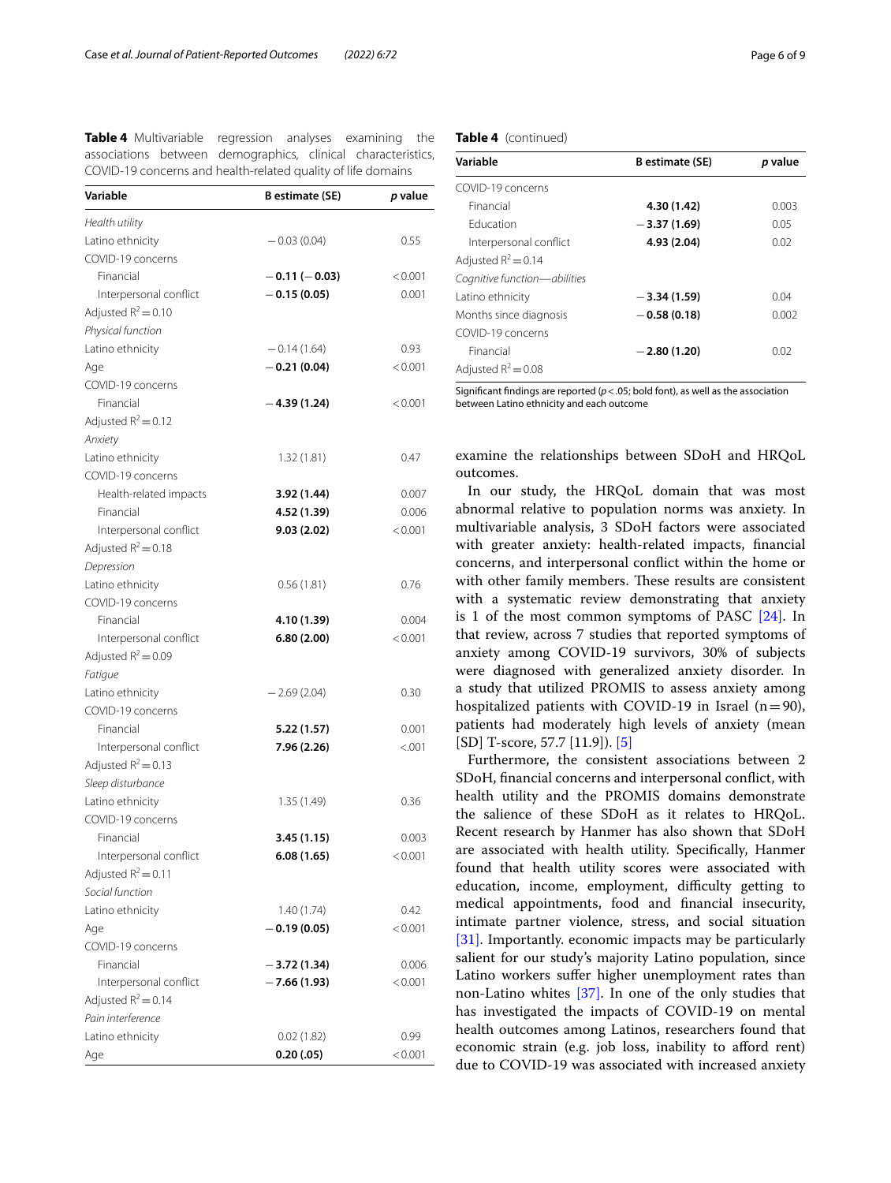**Table 4** Multivariable regression analyses examining the associations between demographics, clinical characteristics, COVID-19 concerns and health-related quality of life domains

| Variable | B estimate (SE) | *p* value |
|---|---|---|
| *Health utility* | | |
| Latino ethnicity | − 0.03 (0.04) | 0.55 |
| COVID-19 concerns | | |
| Financial | **− 0.11 (− 0.03)** | < 0.001 |
| Interpersonal conflict | **− 0.15 (0.05)** | 0.001 |
| Adjusted $R^2 = 0.10$ | | |
| *Physical function* | | |
| Latino ethnicity | − 0.14 (1.64) | 0.93 |
| Age | **− 0.21 (0.04)** | < 0.001 |
| COVID-19 concerns | | |
| Financial | **− 4.39 (1.24)** | < 0.001 |
| Adjusted $R^2 = 0.12$ | | |
| *Anxiety* | | |
| Latino ethnicity | 1.32 (1.81) | 0.47 |
| COVID-19 concerns | | |
| Health-related impacts | **3.92 (1.44)** | 0.007 |
| Financial | **4.52 (1.39)** | 0.006 |
| Interpersonal conflict | **9.03 (2.02)** | < 0.001 |
| Adjusted $R^2 = 0.18$ | | |
| *Depression* | | |
| Latino ethnicity | 0.56 (1.81) | 0.76 |
| COVID-19 concerns | | |
| Financial | **4.10 (1.39)** | 0.004 |
| Interpersonal conflict | **6.80 (2.00)** | < 0.001 |
| Adjusted $R^2 = 0.09$ | | |
| *Fatigue* | | |
| Latino ethnicity | − 2.69 (2.04) | 0.30 |
| COVID-19 concerns | | |
| Financial | **5.22 (1.57)** | 0.001 |
| Interpersonal conflict | **7.96 (2.26)** | <.001 |
| Adjusted $R^2 = 0.13$ | | |
| *Sleep disturbance* | | |
| Latino ethnicity | 1.35 (1.49) | 0.36 |
| COVID-19 concerns | | |
| Financial | **3.45 (1.15)** | 0.003 |
| Interpersonal conflict | **6.08 (1.65)** | < 0.001 |
| Adjusted $R^2 = 0.11$ | | |
| *Social function* | | |
| Latino ethnicity | 1.40 (1.74) | 0.42 |
| Age | **− 0.19 (0.05)** | < 0.001 |
| COVID-19 concerns | | |
| Financial | **− 3.72 (1.34)** | 0.006 |
| Interpersonal conflict | **− 7.66 (1.93)** | < 0.001 |
| Adjusted $R^2 = 0.14$ | | |
| *Pain interference* | | |
| Latino ethnicity | 0.02 (1.82) | 0.99 |
| Age | **0.20 (.05)** | < 0.001 |
| COVID-19 concerns | | |
| Financial | **4.30 (1.42)** | 0.003 |
| Education | **− 3.37 (1.69)** | 0.05 |
| Interpersonal conflict | **4.93 (2.04)** | 0.02 |
| Adjusted $R^2 = 0.14$ | | |
| *Cognitive function—abilities* | | |
| Latino ethnicity | **− 3.34 (1.59)** | 0.04 |
| Months since diagnosis | **− 0.58 (0.18)** | 0.002 |
| COVID-19 concerns | | |
| Financial | **− 2.80 (1.20)** | 0.02 |
| Adjusted $R^2 = 0.08$ | | |

Significant findings are reported ($p < .05$; bold font), as well as the association between Latino ethnicity and each outcome

examine the relationships between SDoH and HRQoL outcomes.

In our study, the HRQoL domain that was most abnormal relative to population norms was anxiety. In multivariable analysis, 3 SDoH factors were associated with greater anxiety: health-related impacts, financial concerns, and interpersonal conflict within the home or with other family members. These results are consistent with a systematic review demonstrating that anxiety is 1 of the most common symptoms of PASC [24]. In that review, across 7 studies that reported symptoms of anxiety among COVID-19 survivors, 30% of subjects were diagnosed with generalized anxiety disorder. In a study that utilized PROMIS to assess anxiety among hospitalized patients with COVID-19 in Israel (n = 90), patients had moderately high levels of anxiety (mean [SD] T-score, 57.7 [11.9]). [5]

Furthermore, the consistent associations between 2 SDoH, financial concerns and interpersonal conflict, with health utility and the PROMIS domains demonstrate the salience of these SDoH as it relates to HRQoL. Recent research by Hanmer has also shown that SDoH are associated with health utility. Specifically, Hanmer found that health utility scores were associated with education, income, employment, difficulty getting to medical appointments, food and financial insecurity, intimate partner violence, stress, and social situation [31]. Importantly. economic impacts may be particularly salient for our study's majority Latino population, since Latino workers suffer higher unemployment rates than non-Latino whites [37]. In one of the only studies that has investigated the impacts of COVID-19 on mental health outcomes among Latinos, researchers found that economic strain (e.g. job loss, inability to afford rent) due to COVID-19 was associated with increased anxiety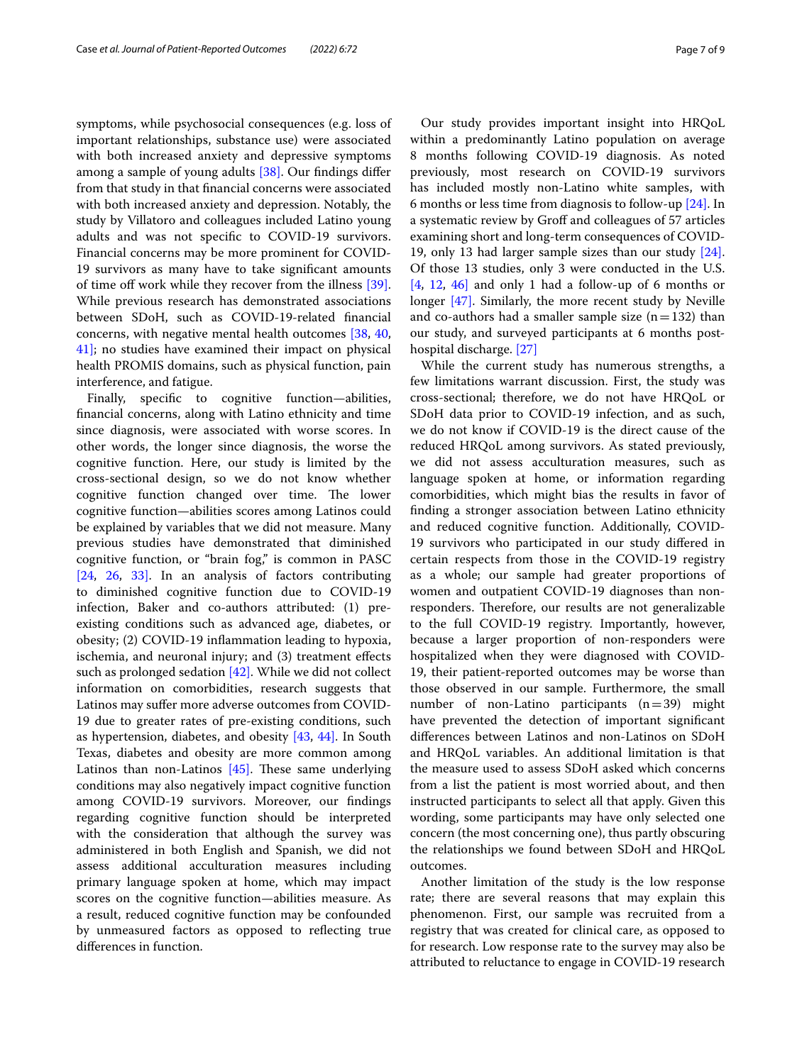symptoms, while psychosocial consequences (e.g. loss of important relationships, substance use) were associated with both increased anxiety and depressive symptoms among a sample of young adults [38]. Our findings differ from that study in that financial concerns were associated with both increased anxiety and depression. Notably, the study by Villatoro and colleagues included Latino young adults and was not specific to COVID-19 survivors. Financial concerns may be more prominent for COVID-19 survivors as many have to take significant amounts of time off work while they recover from the illness [39]. While previous research has demonstrated associations between SDoH, such as COVID-19-related financial concerns, with negative mental health outcomes [38, 40, 41]; no studies have examined their impact on physical health PROMIS domains, such as physical function, pain interference, and fatigue.

Finally, specific to cognitive function—abilities, financial concerns, along with Latino ethnicity and time since diagnosis, were associated with worse scores. In other words, the longer since diagnosis, the worse the cognitive function. Here, our study is limited by the cross-sectional design, so we do not know whether cognitive function changed over time. The lower cognitive function—abilities scores among Latinos could be explained by variables that we did not measure. Many previous studies have demonstrated that diminished cognitive function, or "brain fog," is common in PASC [24, 26, 33]. In an analysis of factors contributing to diminished cognitive function due to COVID-19 infection, Baker and co-authors attributed: (1) pre-existing conditions such as advanced age, diabetes, or obesity; (2) COVID-19 inflammation leading to hypoxia, ischemia, and neuronal injury; and (3) treatment effects such as prolonged sedation [42]. While we did not collect information on comorbidities, research suggests that Latinos may suffer more adverse outcomes from COVID-19 due to greater rates of pre-existing conditions, such as hypertension, diabetes, and obesity [43, 44]. In South Texas, diabetes and obesity are more common among Latinos than non-Latinos [45]. These same underlying conditions may also negatively impact cognitive function among COVID-19 survivors. Moreover, our findings regarding cognitive function should be interpreted with the consideration that although the survey was administered in both English and Spanish, we did not assess additional acculturation measures including primary language spoken at home, which may impact scores on the cognitive function—abilities measure. As a result, reduced cognitive function may be confounded by unmeasured factors as opposed to reflecting true differences in function.

Our study provides important insight into HRQoL within a predominantly Latino population on average 8 months following COVID-19 diagnosis. As noted previously, most research on COVID-19 survivors has included mostly non-Latino white samples, with 6 months or less time from diagnosis to follow-up [24]. In a systematic review by Groff and colleagues of 57 articles examining short and long-term consequences of COVID-19, only 13 had larger sample sizes than our study [24]. Of those 13 studies, only 3 were conducted in the U.S. [4, 12, 46] and only 1 had a follow-up of 6 months or longer [47]. Similarly, the more recent study by Neville and co-authors had a smaller sample size (n = 132) than our study, and surveyed participants at 6 months post-hospital discharge. [27]

While the current study has numerous strengths, a few limitations warrant discussion. First, the study was cross-sectional; therefore, we do not have HRQoL or SDoH data prior to COVID-19 infection, and as such, we do not know if COVID-19 is the direct cause of the reduced HRQoL among survivors. As stated previously, we did not assess acculturation measures, such as language spoken at home, or information regarding comorbidities, which might bias the results in favor of finding a stronger association between Latino ethnicity and reduced cognitive function. Additionally, COVID-19 survivors who participated in our study differed in certain respects from those in the COVID-19 registry as a whole; our sample had greater proportions of women and outpatient COVID-19 diagnoses than non-responders. Therefore, our results are not generalizable to the full COVID-19 registry. Importantly, however, because a larger proportion of non-responders were hospitalized when they were diagnosed with COVID-19, their patient-reported outcomes may be worse than those observed in our sample. Furthermore, the small number of non-Latino participants (n = 39) might have prevented the detection of important significant differences between Latinos and non-Latinos on SDoH and HRQoL variables. An additional limitation is that the measure used to assess SDoH asked which concerns from a list the patient is most worried about, and then instructed participants to select all that apply. Given this wording, some participants may have only selected one concern (the most concerning one), thus partly obscuring the relationships we found between SDoH and HRQoL outcomes.

Another limitation of the study is the low response rate; there are several reasons that may explain this phenomenon. First, our sample was recruited from a registry that was created for clinical care, as opposed to for research. Low response rate to the survey may also be attributed to reluctance to engage in COVID-19 research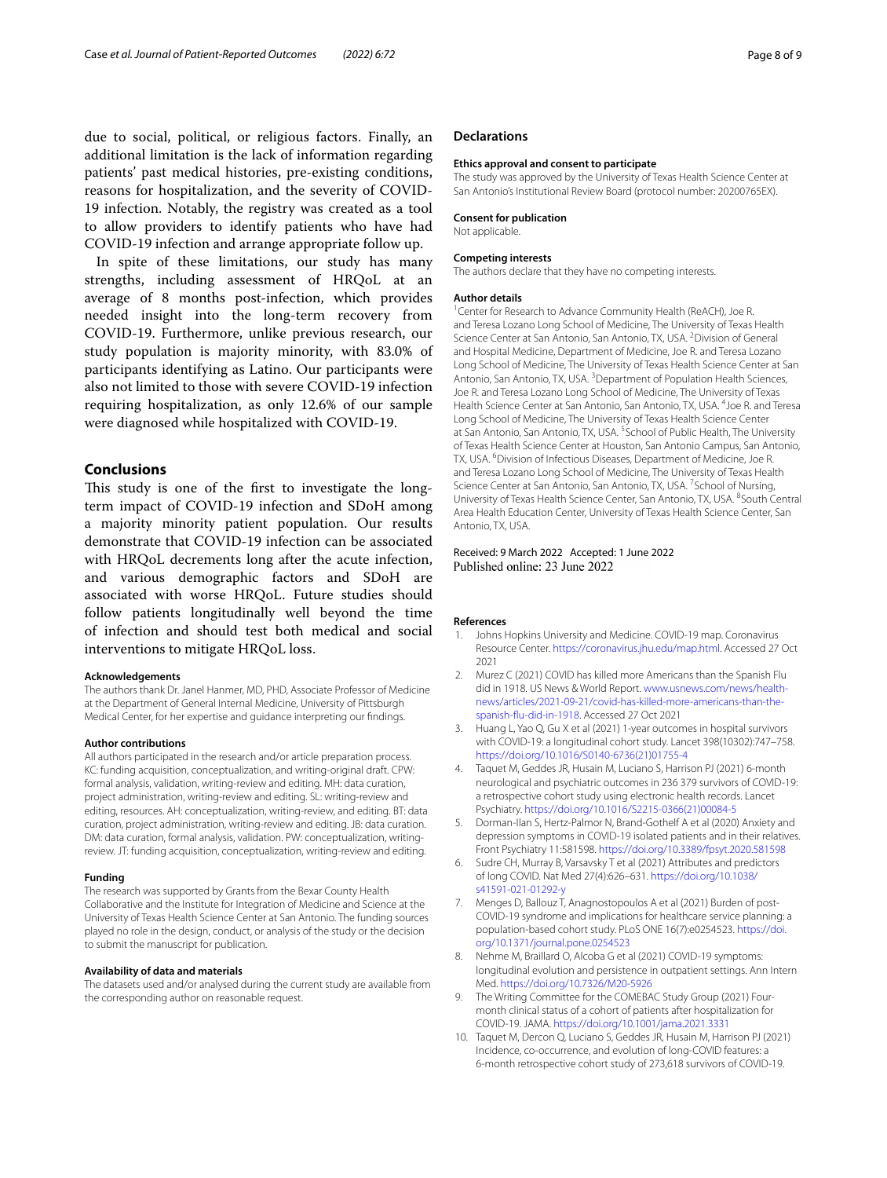due to social, political, or religious factors. Finally, an additional limitation is the lack of information regarding patients' past medical histories, pre-existing conditions, reasons for hospitalization, and the severity of COVID-19 infection. Notably, the registry was created as a tool to allow providers to identify patients who have had COVID-19 infection and arrange appropriate follow up.

In spite of these limitations, our study has many strengths, including assessment of HRQoL at an average of 8 months post-infection, which provides needed insight into the long-term recovery from COVID-19. Furthermore, unlike previous research, our study population is majority minority, with 83.0% of participants identifying as Latino. Our participants were also not limited to those with severe COVID-19 infection requiring hospitalization, as only 12.6% of our sample were diagnosed while hospitalized with COVID-19.

## Conclusions

This study is one of the first to investigate the long-term impact of COVID-19 infection and SDoH among a majority minority patient population. Our results demonstrate that COVID-19 infection can be associated with HRQoL decrements long after the acute infection, and various demographic factors and SDoH are associated with worse HRQoL. Future studies should follow patients longitudinally well beyond the time of infection and should test both medical and social interventions to mitigate HRQoL loss.

#### Acknowledgements

The authors thank Dr. Janel Hanmer, MD, PHD, Associate Professor of Medicine at the Department of General Internal Medicine, University of Pittsburgh Medical Center, for her expertise and guidance interpreting our findings.

#### Author contributions

All authors participated in the research and/or article preparation process. KC: funding acquisition, conceptualization, and writing-original draft. CPW: formal analysis, validation, writing-review and editing. MH: data curation, project administration, writing-review and editing. SL: writing-review and editing, resources. AH: conceptualization, writing-review, and editing. BT: data curation, project administration, writing-review and editing. JB: data curation. DM: data curation, formal analysis, validation. PW: conceptualization, writing-review. JT: funding acquisition, conceptualization, writing-review and editing.

#### Funding

The research was supported by Grants from the Bexar County Health Collaborative and the Institute for Integration of Medicine and Science at the University of Texas Health Science Center at San Antonio. The funding sources played no role in the design, conduct, or analysis of the study or the decision to submit the manuscript for publication.

#### Availability of data and materials

The datasets used and/or analysed during the current study are available from the corresponding author on reasonable request.

### Declarations

#### Ethics approval and consent to participate

The study was approved by the University of Texas Health Science Center at San Antonio's Institutional Review Board (protocol number: 20200765EX).

#### Consent for publication

Not applicable.

#### Competing interests

The authors declare that they have no competing interests.

#### Author details

[1]Center for Research to Advance Community Health (ReACH), Joe R. and Teresa Lozano Long School of Medicine, The University of Texas Health Science Center at San Antonio, San Antonio, TX, USA. [2]Division of General and Hospital Medicine, Department of Medicine, Joe R. and Teresa Lozano Long School of Medicine, The University of Texas Health Science Center at San Antonio, San Antonio, TX, USA. [3]Department of Population Health Sciences, Joe R. and Teresa Lozano Long School of Medicine, The University of Texas Health Science Center at San Antonio, San Antonio, TX, USA. [4]Joe R. and Teresa Long School of Medicine, The University of Texas Health Science Center at San Antonio, San Antonio, TX, USA. [5]School of Public Health, The University of Texas Health Science Center at Houston, San Antonio Campus, San Antonio, TX, USA. [6]Division of Infectious Diseases, Department of Medicine, Joe R. and Teresa Lozano Long School of Medicine, The University of Texas Health Science Center at San Antonio, San Antonio, TX, USA. [7]School of Nursing, University of Texas Health Science Center, San Antonio, TX, USA. [8]South Central Area Health Education Center, University of Texas Health Science Center, San Antonio, TX, USA.

Received: 9 March 2022 Accepted: 1 June 2022
Published online: 23 June 2022

#### References

1. Johns Hopkins University and Medicine. COVID-19 map. Coronavirus Resource Center. https://coronavirus.jhu.edu/map.html. Accessed 27 Oct 2021
2. Murez C (2021) COVID has killed more Americans than the Spanish Flu did in 1918. US News & World Report. www.usnews.com/news/health-news/articles/2021-09-21/covid-has-killed-more-americans-than-the-spanish-flu-did-in-1918. Accessed 27 Oct 2021
3. Huang L, Yao Q, Gu X et al (2021) 1-year outcomes in hospital survivors with COVID-19: a longitudinal cohort study. Lancet 398(10302):747–758. https://doi.org/10.1016/S0140-6736(21)01755-4
4. Taquet M, Geddes JR, Husain M, Luciano S, Harrison PJ (2021) 6-month neurological and psychiatric outcomes in 236 379 survivors of COVID-19: a retrospective cohort study using electronic health records. Lancet Psychiatry. https://doi.org/10.1016/S2215-0366(21)00084-5
5. Dorman-Ilan S, Hertz-Palmor N, Brand-Gothelf A et al (2020) Anxiety and depression symptoms in COVID-19 isolated patients and in their relatives. Front Psychiatry 11:581598. https://doi.org/10.3389/fpsyt.2020.581598
6. Sudre CH, Murray B, Varsavsky T et al (2021) Attributes and predictors of long COVID. Nat Med 27(4):626–631. https://doi.org/10.1038/s41591-021-01292-y
7. Menges D, Ballouz T, Anagnostopoulos A et al (2021) Burden of post-COVID-19 syndrome and implications for healthcare service planning: a population-based cohort study. PLoS ONE 16(7):e0254523. https://doi.org/10.1371/journal.pone.0254523
8. Nehme M, Braillard O, Alcoba G et al (2021) COVID-19 symptoms: longitudinal evolution and persistence in outpatient settings. Ann Intern Med. https://doi.org/10.7326/M20-5926
9. The Writing Committee for the COMEBAC Study Group (2021) Four-month clinical status of a cohort of patients after hospitalization for COVID-19. JAMA. https://doi.org/10.1001/jama.2021.3331
10. Taquet M, Dercon Q, Luciano S, Geddes JR, Husain M, Harrison PJ (2021) Incidence, co-occurrence, and evolution of long-COVID features: a 6-month retrospective cohort study of 273,618 survivors of COVID-19.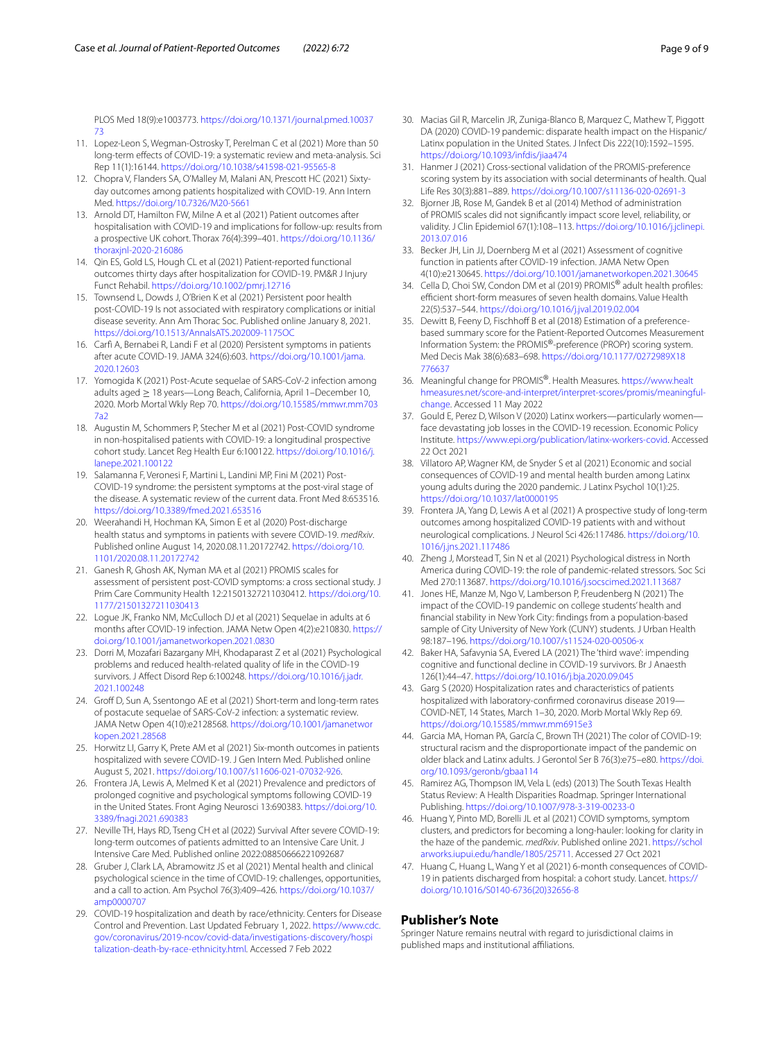PLOS Med 18(9):e1003773. https://doi.org/10.1371/journal.pmed.1003773

11. Lopez-Leon S, Wegman-Ostrosky T, Perelman C et al (2021) More than 50 long-term effects of COVID-19: a systematic review and meta-analysis. Sci Rep 11(1):16144. https://doi.org/10.1038/s41598-021-95565-8
12. Chopra V, Flanders SA, O'Malley M, Malani AN, Prescott HC (2021) Sixty-day outcomes among patients hospitalized with COVID-19. Ann Intern Med. https://doi.org/10.7326/M20-5661
13. Arnold DT, Hamilton FW, Milne A et al (2021) Patient outcomes after hospitalisation with COVID-19 and implications for follow-up: results from a prospective UK cohort. Thorax 76(4):399–401. https://doi.org/10.1136/thoraxjnl-2020-216086
14. Qin ES, Gold LS, Hough CL et al (2021) Patient-reported functional outcomes thirty days after hospitalization for COVID-19. PM&R J Injury Funct Rehabil. https://doi.org/10.1002/pmrj.12716
15. Townsend L, Dowds J, O'Brien K et al (2021) Persistent poor health post-COVID-19 Is not associated with respiratory complications or initial disease severity. Ann Am Thorac Soc. Published online January 8, 2021. https://doi.org/10.1513/AnnalsATS.202009-1175OC
16. Carfì A, Bernabei R, Landi F et al (2020) Persistent symptoms in patients after acute COVID-19. JAMA 324(6):603. https://doi.org/10.1001/jama.2020.12603
17. Yomogida K (2021) Post-Acute sequelae of SARS-CoV-2 infection among adults aged ≥ 18 years—Long Beach, California, April 1–December 10, 2020. Morb Mortal Wkly Rep 70. https://doi.org/10.15585/mmwr.mm7037a2
18. Augustin M, Schommers P, Stecher M et al (2021) Post-COVID syndrome in non-hospitalised patients with COVID-19: a longitudinal prospective cohort study. Lancet Reg Health Eur 6:100122. https://doi.org/10.1016/j.lanepe.2021.100122
19. Salamanna F, Veronesi F, Martini L, Landini MP, Fini M (2021) Post-COVID-19 syndrome: the persistent symptoms at the post-viral stage of the disease. A systematic review of the current data. Front Med 8:653516. https://doi.org/10.3389/fmed.2021.653516
20. Weerahandi H, Hochman KA, Simon E et al (2020) Post-discharge health status and symptoms in patients with severe COVID-19. *medRxiv*. Published online August 14, 2020.08.11.20172742. https://doi.org/10.1101/2020.08.11.20172742
21. Ganesh R, Ghosh AK, Nyman MA et al (2021) PROMIS scales for assessment of persistent post-COVID symptoms: a cross sectional study. J Prim Care Community Health 12:21501327211030412. https://doi.org/10.1177/21501327211030413
22. Logue JK, Franko NM, McCulloch DJ et al (2021) Sequelae in adults at 6 months after COVID-19 infection. JAMA Netw Open 4(2):e210830. https://doi.org/10.1001/jamanetworkopen.2021.0830
23. Dorri M, Mozafari Bazargany MH, Khodaparast Z et al (2021) Psychological problems and reduced health-related quality of life in the COVID-19 survivors. J Affect Disord Rep 6:100248. https://doi.org/10.1016/j.jadr.2021.100248
24. Groff D, Sun A, Ssentongo AE et al (2021) Short-term and long-term rates of postacute sequelae of SARS-CoV-2 infection: a systematic review. JAMA Netw Open 4(10):e2128568. https://doi.org/10.1001/jamanetworkopen.2021.28568
25. Horwitz LI, Garry K, Prete AM et al (2021) Six-month outcomes in patients hospitalized with severe COVID-19. J Gen Intern Med. Published online August 5, 2021. https://doi.org/10.1007/s11606-021-07032-926.
26. Frontera JA, Lewis A, Melmed K et al (2021) Prevalence and predictors of prolonged cognitive and psychological symptoms following COVID-19 in the United States. Front Aging Neurosci 13:690383. https://doi.org/10.3389/fnagi.2021.690383
27. Neville TH, Hays RD, Tseng CH et al (2022) Survival After severe COVID-19: long-term outcomes of patients admitted to an Intensive Care Unit. J Intensive Care Med. Published online 2022:08850666221092687
28. Gruber J, Clark LA, Abramowitz JS et al (2021) Mental health and clinical psychological science in the time of COVID-19: challenges, opportunities, and a call to action. Am Psychol 76(3):409–426. https://doi.org/10.1037/amp0000707
29. COVID-19 hospitalization and death by race/ethnicity. Centers for Disease Control and Prevention. Last Updated February 1, 2022. https://www.cdc.gov/coronavirus/2019-ncov/covid-data/investigations-discovery/hospitalization-death-by-race-ethnicity.html. Accessed 7 Feb 2022
30. Macias Gil R, Marcelin JR, Zuniga-Blanco B, Marquez C, Mathew T, Piggott DA (2020) COVID-19 pandemic: disparate health impact on the Hispanic/Latinx population in the United States. J Infect Dis 222(10):1592–1595. https://doi.org/10.1093/infdis/jiaa474
31. Hanmer J (2021) Cross-sectional validation of the PROMIS-preference scoring system by its association with social determinants of health. Qual Life Res 30(3):881–889. https://doi.org/10.1007/s11136-020-02691-3
32. Bjorner JB, Rose M, Gandek B et al (2014) Method of administration of PROMIS scales did not significantly impact score level, reliability, or validity. J Clin Epidemiol 67(1):108–113. https://doi.org/10.1016/j.jclinepi.2013.07.016
33. Becker JH, Lin JJ, Doernberg M et al (2021) Assessment of cognitive function in patients after COVID-19 infection. JAMA Netw Open 4(10):e2130645. https://doi.org/10.1001/jamanetworkopen.2021.30645
34. Cella D, Choi SW, Condon DM et al (2019) PROMIS® adult health profiles: efficient short-form measures of seven health domains. Value Health 22(5):537–544. https://doi.org/10.1016/j.jval.2019.02.004
35. Dewitt B, Feeny D, Fischhoff B et al (2018) Estimation of a preference-based summary score for the Patient-Reported Outcomes Measurement Information System: the PROMIS®-preference (PROPr) scoring system. Med Decis Mak 38(6):683–698. https://doi.org/10.1177/0272989X18776637
36. Meaningful change for PROMIS®. Health Measures. https://www.healthmeasures.net/score-and-interpret/interpret-scores/promis/meaningful-change. Accessed 11 May 2022
37. Gould E, Perez D, Wilson V (2020) Latinx workers—particularly women—face devastating job losses in the COVID-19 recession. Economic Policy Institute. https://www.epi.org/publication/latinx-workers-covid. Accessed 22 Oct 2021
38. Villatoro AP, Wagner KM, de Snyder S et al (2021) Economic and social consequences of COVID-19 and mental health burden among Latinx young adults during the 2020 pandemic. J Latinx Psychol 10(1):25. https://doi.org/10.1037/lat0000195
39. Frontera JA, Yang D, Lewis A et al (2021) A prospective study of long-term outcomes among hospitalized COVID-19 patients with and without neurological complications. J Neurol Sci 426:117486. https://doi.org/10.1016/j.jns.2021.117486
40. Zheng J, Morstead T, Sin N et al (2021) Psychological distress in North America during COVID-19: the role of pandemic-related stressors. Soc Sci Med 270:113687. https://doi.org/10.1016/j.socscimed.2021.113687
41. Jones HE, Manze M, Ngo V, Lamberson P, Freudenberg N (2021) The impact of the COVID-19 pandemic on college students' health and financial stability in New York City: findings from a population-based sample of City University of New York (CUNY) students. J Urban Health 98:187–196. https://doi.org/10.1007/s11524-020-00506-x
42. Baker HA, Safavynia SA, Evered LA (2021) The 'third wave': impending cognitive and functional decline in COVID-19 survivors. Br J Anaesth 126(1):44–47. https://doi.org/10.1016/j.bja.2020.09.045
43. Garg S (2020) Hospitalization rates and characteristics of patients hospitalized with laboratory-confirmed coronavirus disease 2019—COVID-NET, 14 States, March 1–30, 2020. Morb Mortal Wkly Rep 69. https://doi.org/10.15585/mmwr.mm6915e3
44. Garcia MA, Homan PA, García C, Brown TH (2021) The color of COVID-19: structural racism and the disproportionate impact of the pandemic on older black and Latinx adults. J Gerontol Ser B 76(3):e75–e80. https://doi.org/10.1093/geronb/gbaa114
45. Ramirez AG, Thompson IM, Vela L (eds) (2013) The South Texas Health Status Review: A Health Disparities Roadmap. Springer International Publishing. https://doi.org/10.1007/978-3-319-00233-0
46. Huang Y, Pinto MD, Borelli JL et al (2021) COVID symptoms, symptom clusters, and predictors for becoming a long-hauler: looking for clarity in the haze of the pandemic. *medRxiv*. Published online 2021. https://scholarworks.iupui.edu/handle/1805/25711. Accessed 27 Oct 2021
47. Huang C, Huang L, Wang Y et al (2021) 6-month consequences of COVID-19 in patients discharged from hospital: a cohort study. Lancet. https://doi.org/10.1016/S0140-6736(20)32656-8

## Publisher's Note

Springer Nature remains neutral with regard to jurisdictional claims in published maps and institutional affiliations.